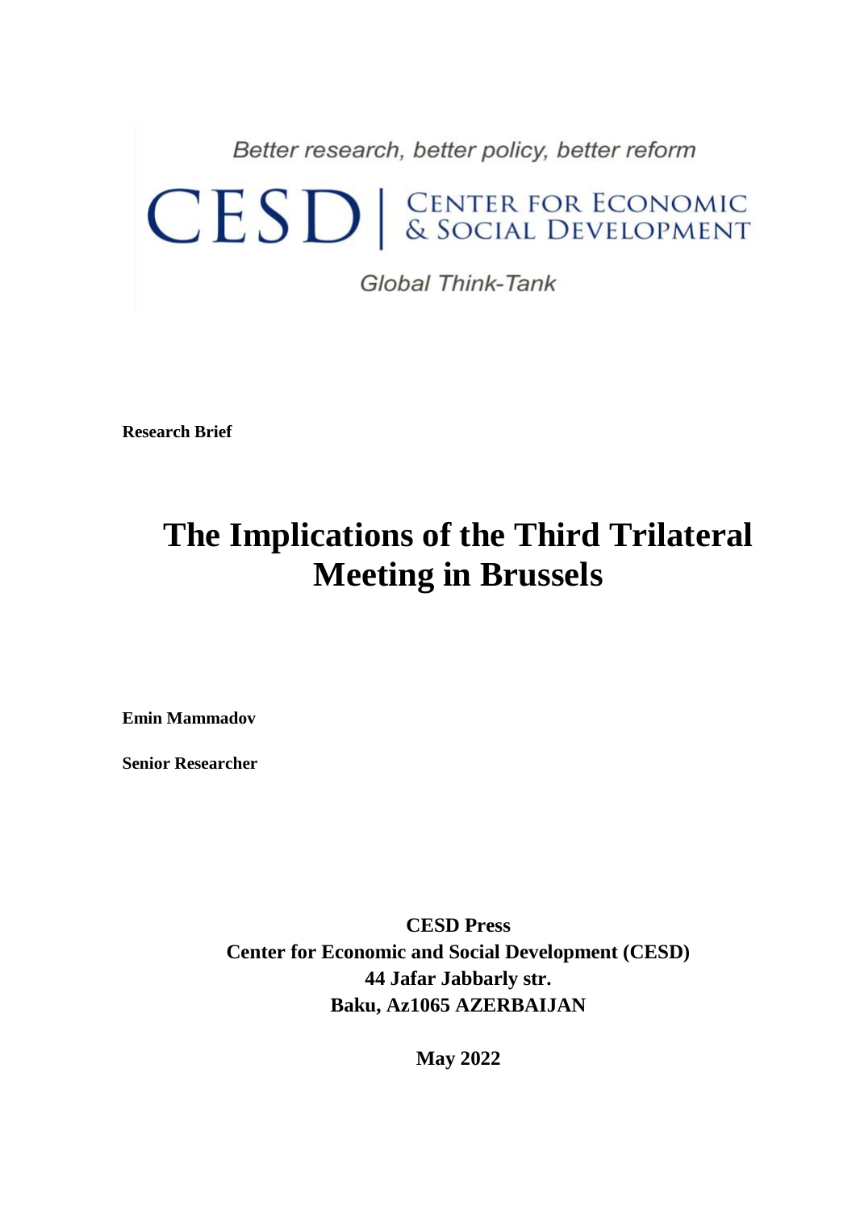Better research, better policy, better reform

CESD | CENTER FOR ECONOMIC & SOCIAL DEVELOPMENT

Global Think-Tank

**Research Brief**

# The Implications of the Third Trilateral Meeting in Brussels

**Emin Mammadov**

**Senior Researcher**

**CESD Press**
**Center for Economic and Social Development (CESD)**
**44 Jafar Jabbarly str.**
**Baku, Az1065 AZERBAIJAN**

**May 2022**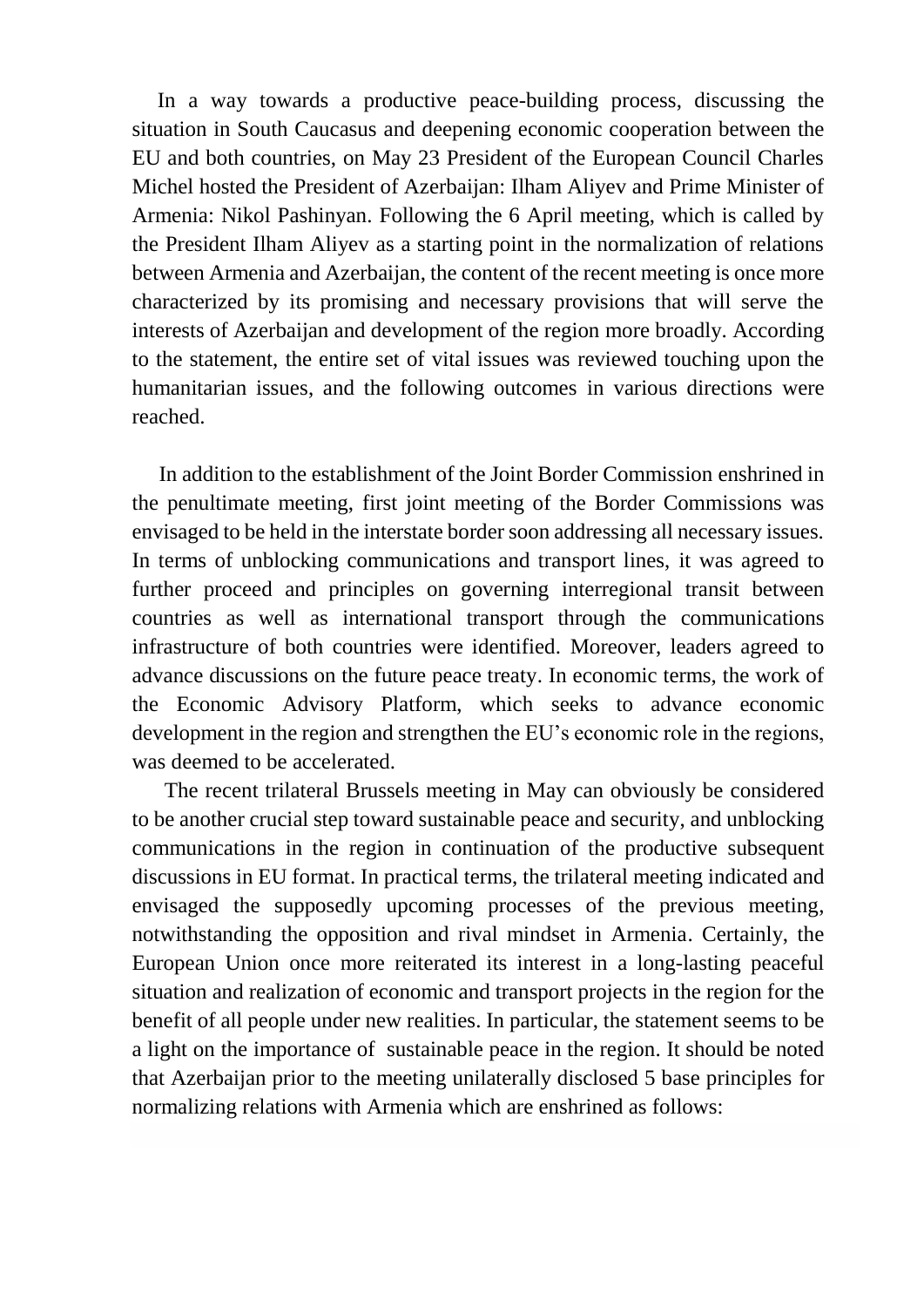In a way towards a productive peace-building process, discussing the situation in South Caucasus and deepening economic cooperation between the EU and both countries, on May 23 President of the European Council Charles Michel hosted the President of Azerbaijan: Ilham Aliyev and Prime Minister of Armenia: Nikol Pashinyan. Following the 6 April meeting, which is called by the President Ilham Aliyev as a starting point in the normalization of relations between Armenia and Azerbaijan, the content of the recent meeting is once more characterized by its promising and necessary provisions that will serve the interests of Azerbaijan and development of the region more broadly. According to the statement, the entire set of vital issues was reviewed touching upon the humanitarian issues, and the following outcomes in various directions were reached.

In addition to the establishment of the Joint Border Commission enshrined in the penultimate meeting, first joint meeting of the Border Commissions was envisaged to be held in the interstate border soon addressing all necessary issues. In terms of unblocking communications and transport lines, it was agreed to further proceed and principles on governing interregional transit between countries as well as international transport through the communications infrastructure of both countries were identified. Moreover, leaders agreed to advance discussions on the future peace treaty. In economic terms, the work of the Economic Advisory Platform, which seeks to advance economic development in the region and strengthen the EU's economic role in the regions, was deemed to be accelerated.

The recent trilateral Brussels meeting in May can obviously be considered to be another crucial step toward sustainable peace and security, and unblocking communications in the region in continuation of the productive subsequent discussions in EU format. In practical terms, the trilateral meeting indicated and envisaged the supposedly upcoming processes of the previous meeting, notwithstanding the opposition and rival mindset in Armenia. Certainly, the European Union once more reiterated its interest in a long-lasting peaceful situation and realization of economic and transport projects in the region for the benefit of all people under new realities. In particular, the statement seems to be a light on the importance of sustainable peace in the region. It should be noted that Azerbaijan prior to the meeting unilaterally disclosed 5 base principles for normalizing relations with Armenia which are enshrined as follows: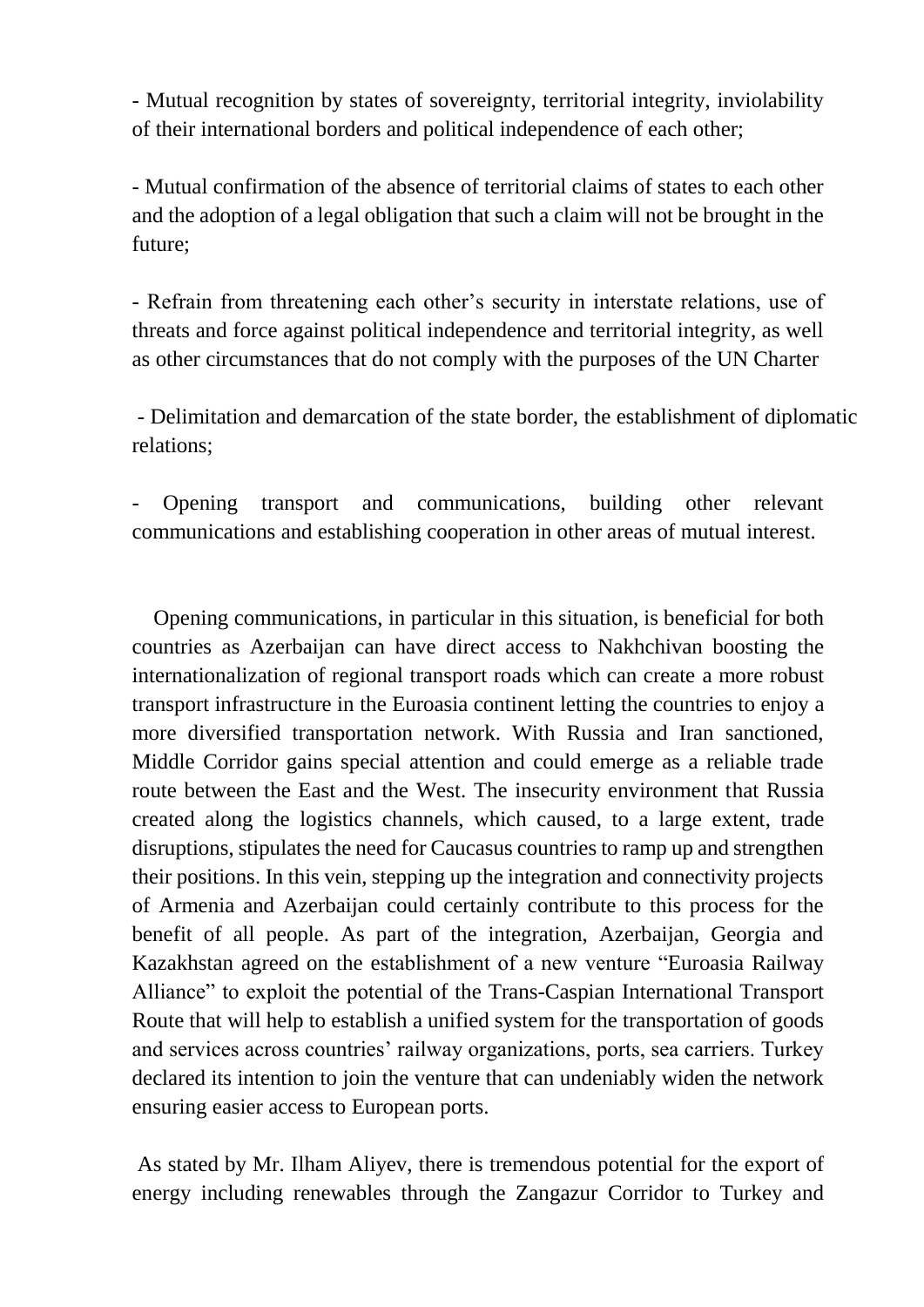- Mutual recognition by states of sovereignty, territorial integrity, inviolability of their international borders and political independence of each other;

- Mutual confirmation of the absence of territorial claims of states to each other and the adoption of a legal obligation that such a claim will not be brought in the future;

- Refrain from threatening each other's security in interstate relations, use of threats and force against political independence and territorial integrity, as well as other circumstances that do not comply with the purposes of the UN Charter

- Delimitation and demarcation of the state border, the establishment of diplomatic relations;

- Opening transport and communications, building other relevant communications and establishing cooperation in other areas of mutual interest.

Opening communications, in particular in this situation, is beneficial for both countries as Azerbaijan can have direct access to Nakhchivan boosting the internationalization of regional transport roads which can create a more robust transport infrastructure in the Euroasia continent letting the countries to enjoy a more diversified transportation network. With Russia and Iran sanctioned, Middle Corridor gains special attention and could emerge as a reliable trade route between the East and the West. The insecurity environment that Russia created along the logistics channels, which caused, to a large extent, trade disruptions, stipulates the need for Caucasus countries to ramp up and strengthen their positions. In this vein, stepping up the integration and connectivity projects of Armenia and Azerbaijan could certainly contribute to this process for the benefit of all people. As part of the integration, Azerbaijan, Georgia and Kazakhstan agreed on the establishment of a new venture "Euroasia Railway Alliance" to exploit the potential of the Trans-Caspian International Transport Route that will help to establish a unified system for the transportation of goods and services across countries' railway organizations, ports, sea carriers. Turkey declared its intention to join the venture that can undeniably widen the network ensuring easier access to European ports.

As stated by Mr. Ilham Aliyev, there is tremendous potential for the export of energy including renewables through the Zangazur Corridor to Turkey and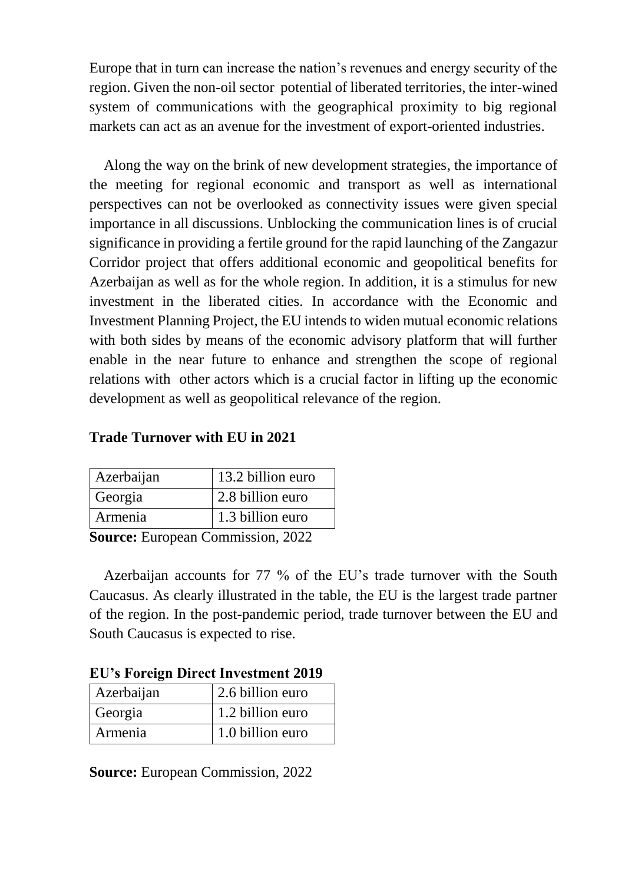Europe that in turn can increase the nation's revenues and energy security of the region. Given the non-oil sector potential of liberated territories, the inter-wined system of communications with the geographical proximity to big regional markets can act as an avenue for the investment of export-oriented industries.

Along the way on the brink of new development strategies, the importance of the meeting for regional economic and transport as well as international perspectives can not be overlooked as connectivity issues were given special importance in all discussions. Unblocking the communication lines is of crucial significance in providing a fertile ground for the rapid launching of the Zangazur Corridor project that offers additional economic and geopolitical benefits for Azerbaijan as well as for the whole region. In addition, it is a stimulus for new investment in the liberated cities. In accordance with the Economic and Investment Planning Project, the EU intends to widen mutual economic relations with both sides by means of the economic advisory platform that will further enable in the near future to enhance and strengthen the scope of regional relations with other actors which is a crucial factor in lifting up the economic development as well as geopolitical relevance of the region.

**Trade Turnover with EU in 2021**

| | |
|---|---|
| Azerbaijan | 13.2 billion euro |
| Georgia | 2.8 billion euro |
| Armenia | 1.3 billion euro |

**Source:** European Commission, 2022

Azerbaijan accounts for 77 % of the EU's trade turnover with the South Caucasus. As clearly illustrated in the table, the EU is the largest trade partner of the region. In the post-pandemic period, trade turnover between the EU and South Caucasus is expected to rise.

**EU's Foreign Direct Investment 2019**

| | |
|---|---|
| Azerbaijan | 2.6 billion euro |
| Georgia | 1.2 billion euro |
| Armenia | 1.0 billion euro |

**Source:** European Commission, 2022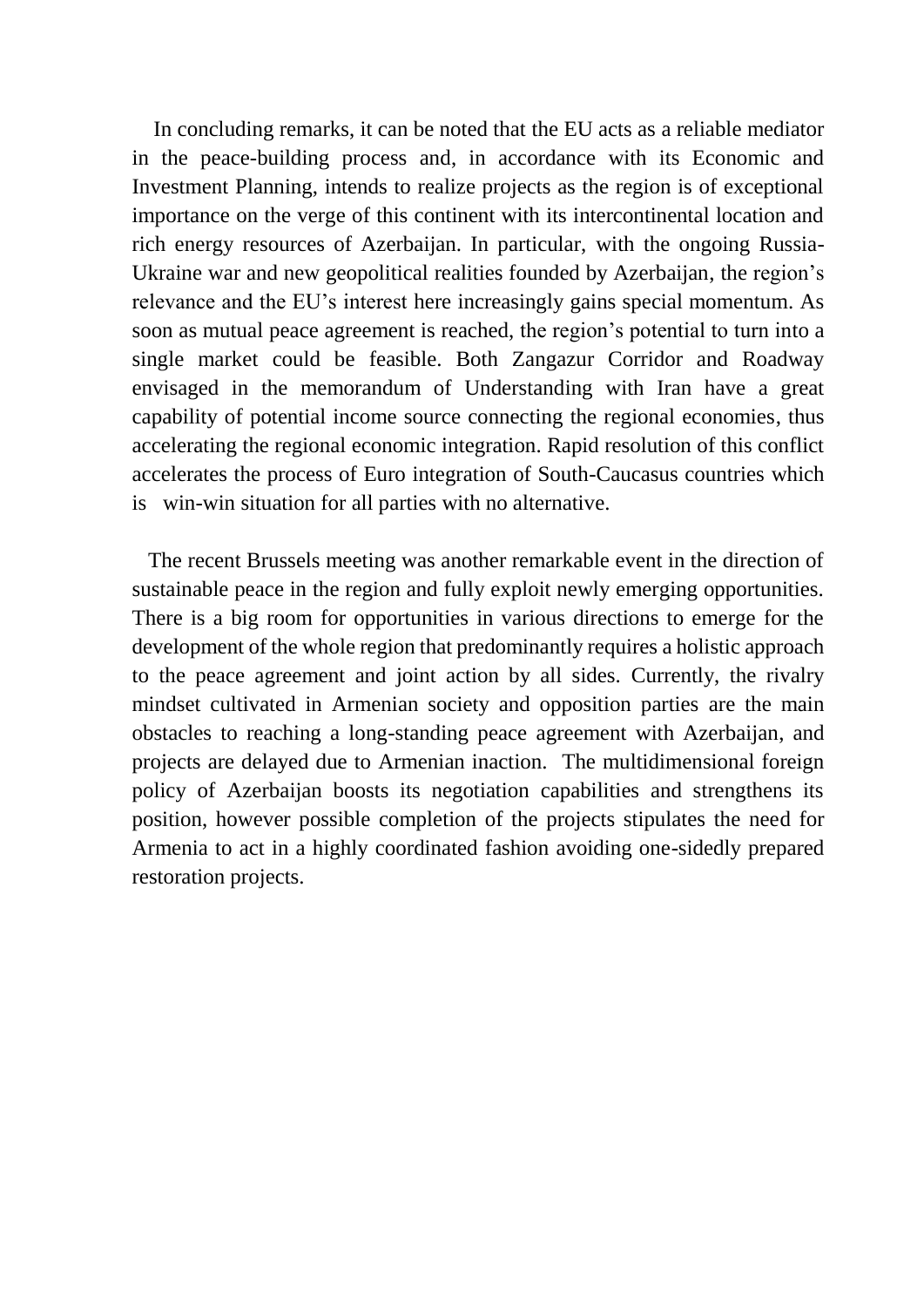In concluding remarks, it can be noted that the EU acts as a reliable mediator in the peace-building process and, in accordance with its Economic and Investment Planning, intends to realize projects as the region is of exceptional importance on the verge of this continent with its intercontinental location and rich energy resources of Azerbaijan. In particular, with the ongoing Russia-Ukraine war and new geopolitical realities founded by Azerbaijan, the region's relevance and the EU's interest here increasingly gains special momentum. As soon as mutual peace agreement is reached, the region's potential to turn into a single market could be feasible. Both Zangazur Corridor and Roadway envisaged in the memorandum of Understanding with Iran have a great capability of potential income source connecting the regional economies, thus accelerating the regional economic integration. Rapid resolution of this conflict accelerates the process of Euro integration of South-Caucasus countries which is win-win situation for all parties with no alternative.

The recent Brussels meeting was another remarkable event in the direction of sustainable peace in the region and fully exploit newly emerging opportunities. There is a big room for opportunities in various directions to emerge for the development of the whole region that predominantly requires a holistic approach to the peace agreement and joint action by all sides. Currently, the rivalry mindset cultivated in Armenian society and opposition parties are the main obstacles to reaching a long-standing peace agreement with Azerbaijan, and projects are delayed due to Armenian inaction. The multidimensional foreign policy of Azerbaijan boosts its negotiation capabilities and strengthens its position, however possible completion of the projects stipulates the need for Armenia to act in a highly coordinated fashion avoiding one-sidedly prepared restoration projects.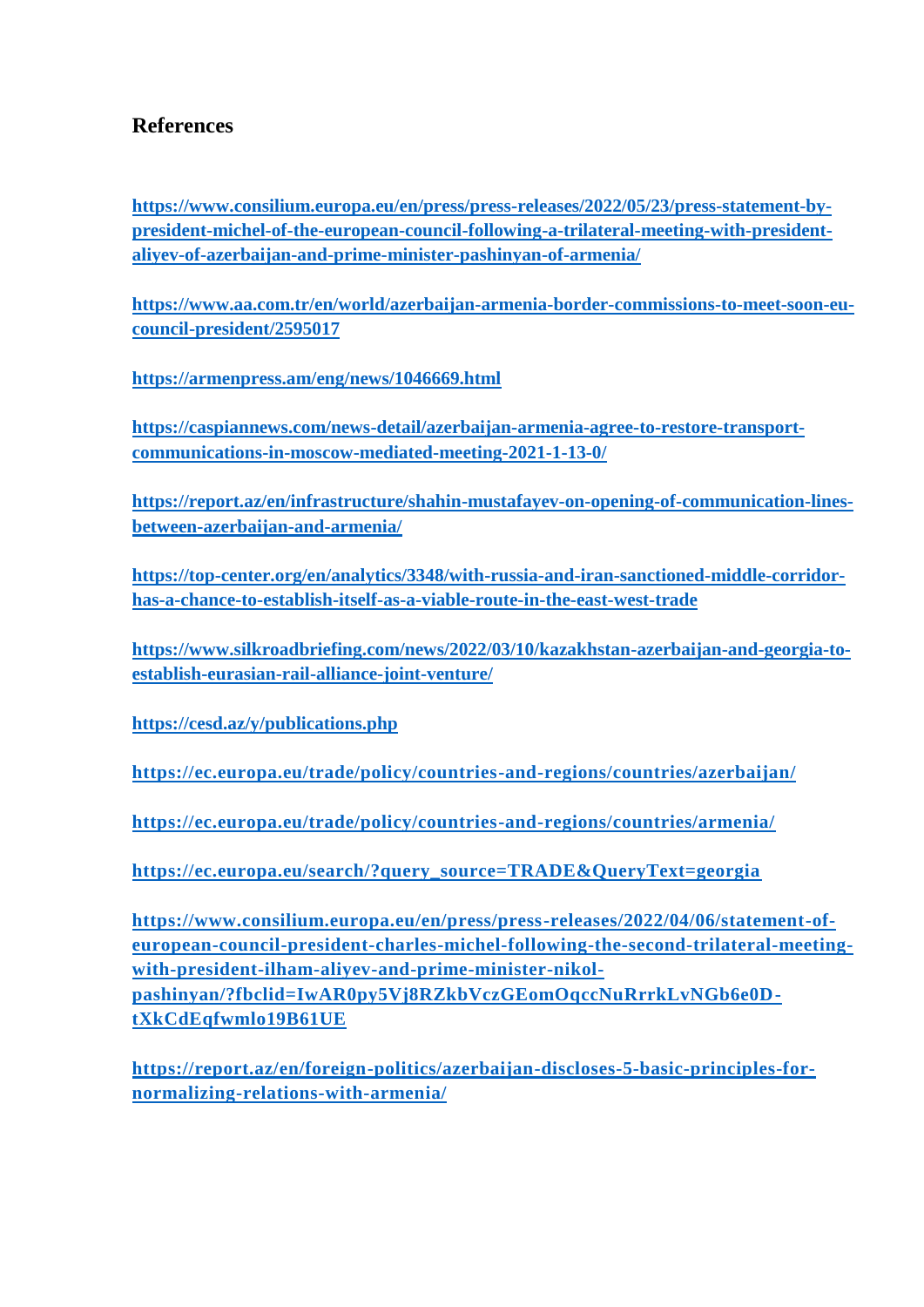## References

https://www.consilium.europa.eu/en/press/press-releases/2022/05/23/press-statement-by-president-michel-of-the-european-council-following-a-trilateral-meeting-with-president-aliyev-of-azerbaijan-and-prime-minister-pashinyan-of-armenia/

https://www.aa.com.tr/en/world/azerbaijan-armenia-border-commissions-to-meet-soon-eu-council-president/2595017

https://armenpress.am/eng/news/1046669.html

https://caspiannews.com/news-detail/azerbaijan-armenia-agree-to-restore-transport-communications-in-moscow-mediated-meeting-2021-1-13-0/

https://report.az/en/infrastructure/shahin-mustafayev-on-opening-of-communication-lines-between-azerbaijan-and-armenia/

https://top-center.org/en/analytics/3348/with-russia-and-iran-sanctioned-middle-corridor-has-a-chance-to-establish-itself-as-a-viable-route-in-the-east-west-trade

https://www.silkroadbriefing.com/news/2022/03/10/kazakhstan-azerbaijan-and-georgia-to-establish-eurasian-rail-alliance-joint-venture/

https://cesd.az/y/publications.php

https://ec.europa.eu/trade/policy/countries-and-regions/countries/azerbaijan/

https://ec.europa.eu/trade/policy/countries-and-regions/countries/armenia/

https://ec.europa.eu/search/?query_source=TRADE&QueryText=georgia

https://www.consilium.europa.eu/en/press/press-releases/2022/04/06/statement-of-european-council-president-charles-michel-following-the-second-trilateral-meeting-with-president-ilham-aliyev-and-prime-minister-nikol-pashinyan/?fbclid=IwAR0py5Vj8RZkbVczGEomOqccNuRrrkLvNGb6e0D-tXkCdEqfwmlo19B61UE

https://report.az/en/foreign-politics/azerbaijan-discloses-5-basic-principles-for-normalizing-relations-with-armenia/